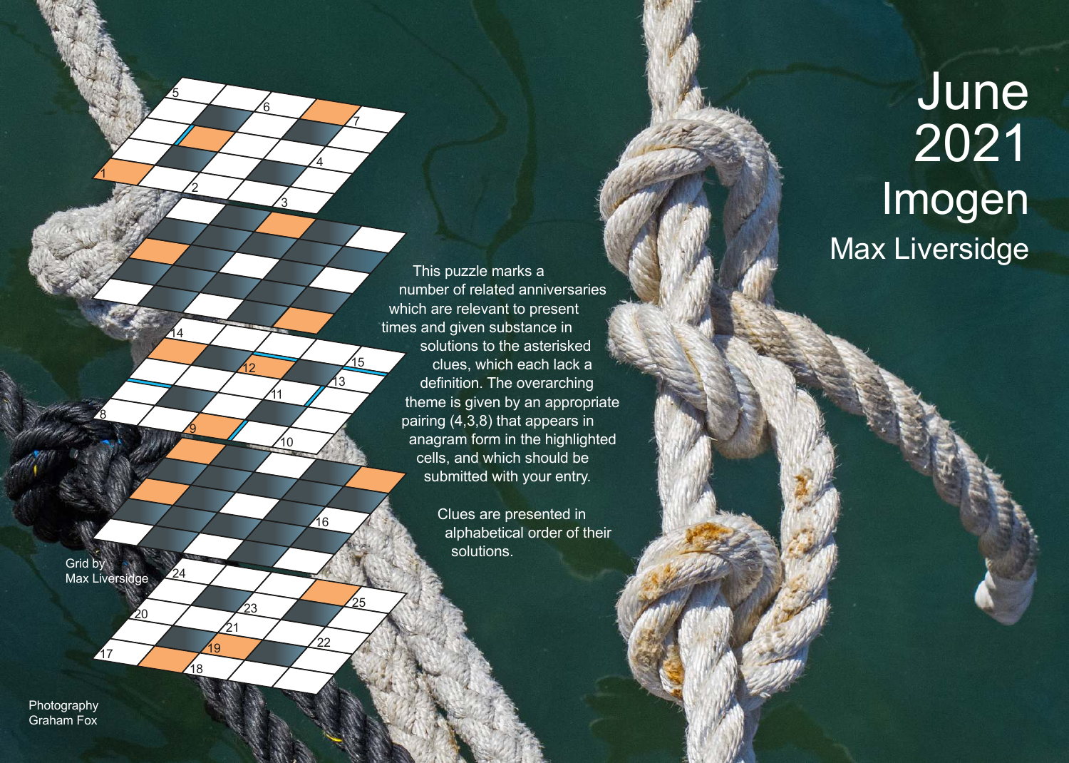# June 2021

# Imogen

## Max Liversidge

This puzzle marks a number of related anniversaries which are relevant to present times and given substance in solutions to the asterisked clues, which each lack a definition. The overarching theme is given by an appropriate pairing (4,3,8) that appears in anagram form in the highlighted cells, and which should be submitted with your entry.

Clues are presented in alphabetical order of their solutions.

Grid by Max Liversidge

Photography Graham Fox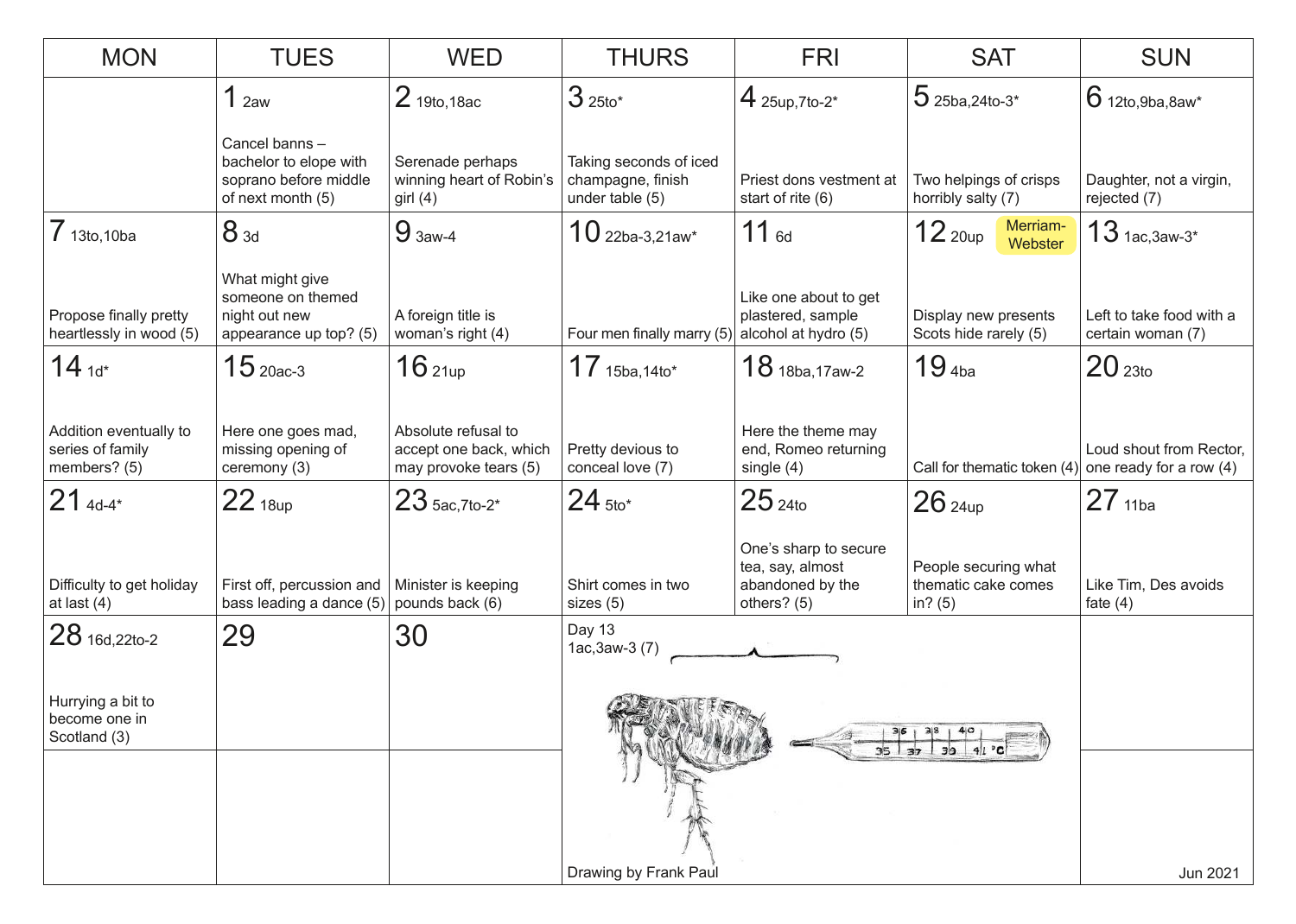| MON | TUES | WED | THURS | FRI | SAT | SUN |
|---|---|---|---|---|---|---|
| | 1 2aw<br>Cancel banns – bachelor to elope with soprano before middle of next month (5) | 2 19to,18ac<br>Serenade perhaps winning heart of Robin's girl (4) | 3 25to*<br>Taking seconds of iced champagne, finish under table (5) | 4 25up,7to-2*<br>Priest dons vestment at start of rite (6) | 5 25ba,24to-3*<br>Two helpings of crisps horribly salty (7) | 6 12to,9ba,8aw*<br>Daughter, not a virgin, rejected (7) |
| 7 13to,10ba<br>Propose finally pretty heartlessly in wood (5) | 8 3d<br>What might give someone on themed night out new appearance up top? (5) | 9 3aw-4<br>A foreign title is woman's right (4) | 10 22ba-3,21aw*<br>Four men finally marry (5) | 11 6d<br>Like one about to get plastered, sample alcohol at hydro (5) | 12 20up Merriam-Webster<br>Display new presents Scots hide rarely (5) | 13 1ac,3aw-3*<br>Left to take food with a certain woman (7) |
| 14 1d*<br>Addition eventually to series of family members? (5) | 15 20ac-3<br>Here one goes mad, missing opening of ceremony (3) | 16 21up<br>Absolute refusal to accept one back, which may provoke tears (5) | 17 15ba,14to*<br>Pretty devious to conceal love (7) | 18 18ba,17aw-2<br>Here the theme may end, Romeo returning single (4) | 19 4ba<br>Call for thematic token (4) | 20 23to<br>Loud shout from Rector, one ready for a row (4) |
| 21 4d-4*<br>Difficulty to get holiday at last (4) | 22 18up<br>First off, percussion and bass leading a dance (5) | 23 5ac,7to-2*<br>Minister is keeping pounds back (6) | 24 5to*<br>Shirt comes in two sizes (5) | 25 24to<br>One's sharp to secure tea, say, almost abandoned by the others? (5) | 26 24up<br>People securing what thematic cake comes in? (5) | 27 11ba<br>Like Tim, Des avoids fate (4) |
| 28 16d,22to-2<br>Hurrying a bit to become one in Scotland (3) | 29 | 30 | Day 13<br>1ac,3aw-3 (7) | | | |

Drawing by Frank Paul

Jun 2021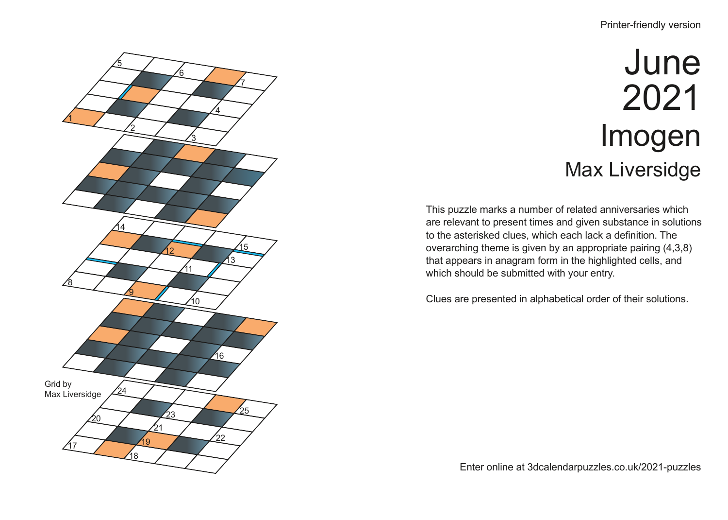Printer-friendly version

# June 2021

# Imogen

## Max Liversidge

Grid by
Max Liversidge

This puzzle marks a number of related anniversaries which are relevant to present times and given substance in solutions to the asterisked clues, which each lack a definition. The overarching theme is given by an appropriate pairing (4,3,8) that appears in anagram form in the highlighted cells, and which should be submitted with your entry.

Clues are presented in alphabetical order of their solutions.

Enter online at 3dcalendarpuzzles.co.uk/2021-puzzles